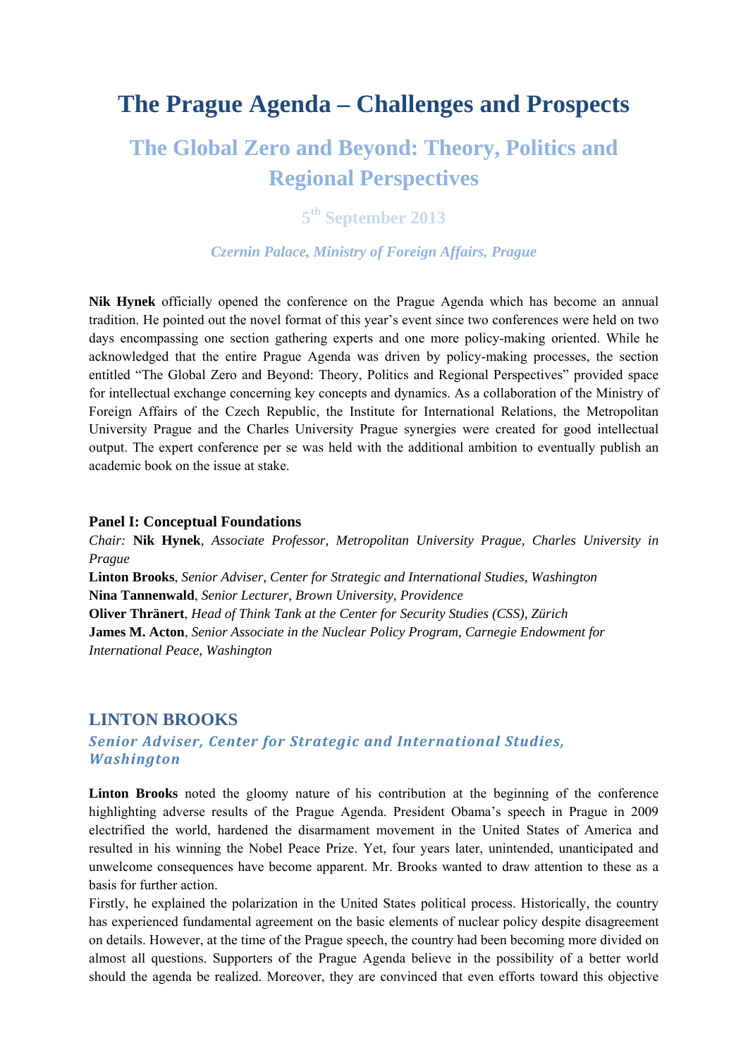# The Prague Agenda – Challenges and Prospects

## The Global Zero and Beyond: Theory, Politics and Regional Perspectives

### 5th September 2013

*Czernin Palace, Ministry of Foreign Affairs, Prague*

**Nik Hynek** officially opened the conference on the Prague Agenda which has become an annual tradition. He pointed out the novel format of this year's event since two conferences were held on two days encompassing one section gathering experts and one more policy-making oriented. While he acknowledged that the entire Prague Agenda was driven by policy-making processes, the section entitled "The Global Zero and Beyond: Theory, Politics and Regional Perspectives" provided space for intellectual exchange concerning key concepts and dynamics. As a collaboration of the Ministry of Foreign Affairs of the Czech Republic, the Institute for International Relations, the Metropolitan University Prague and the Charles University Prague synergies were created for good intellectual output. The expert conference per se was held with the additional ambition to eventually publish an academic book on the issue at stake.

**Panel I: Conceptual Foundations**

*Chair:* **Nik Hynek**, *Associate Professor, Metropolitan University Prague, Charles University in Prague*

**Linton Brooks**, *Senior Adviser, Center for Strategic and International Studies, Washington*

**Nina Tannenwald**, *Senior Lecturer, Brown University, Providence*

**Oliver Thränert**, *Head of Think Tank at the Center for Security Studies (CSS), Zürich*

**James M. Acton**, *Senior Associate in the Nuclear Policy Program, Carnegie Endowment for International Peace, Washington*

## LINTON BROOKS

### *Senior Adviser, Center for Strategic and International Studies, Washington*

**Linton Brooks** noted the gloomy nature of his contribution at the beginning of the conference highlighting adverse results of the Prague Agenda. President Obama's speech in Prague in 2009 electrified the world, hardened the disarmament movement in the United States of America and resulted in his winning the Nobel Peace Prize. Yet, four years later, unintended, unanticipated and unwelcome consequences have become apparent. Mr. Brooks wanted to draw attention to these as a basis for further action.

Firstly, he explained the polarization in the United States political process. Historically, the country has experienced fundamental agreement on the basic elements of nuclear policy despite disagreement on details. However, at the time of the Prague speech, the country had been becoming more divided on almost all questions. Supporters of the Prague Agenda believe in the possibility of a better world should the agenda be realized. Moreover, they are convinced that even efforts toward this objective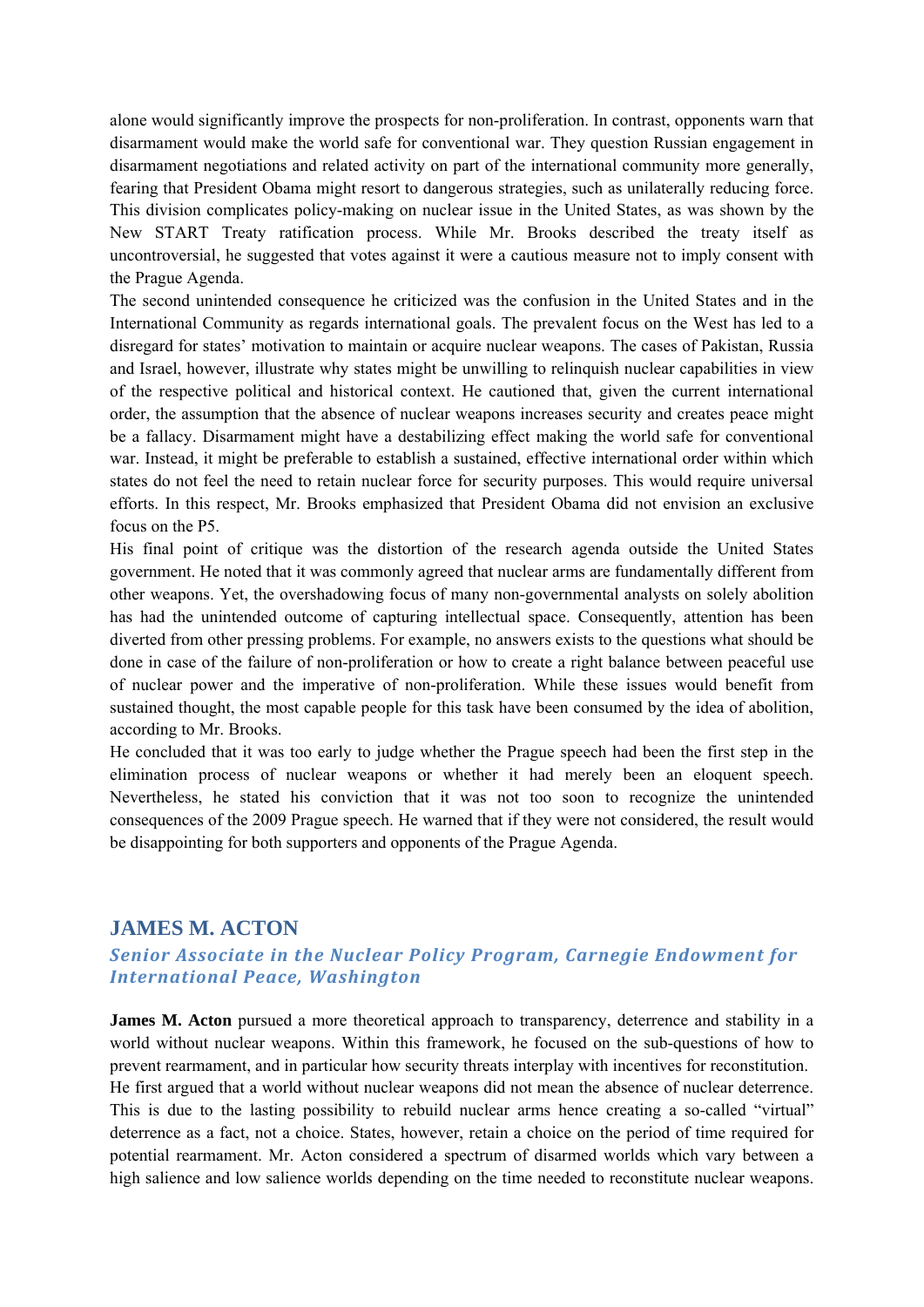alone would significantly improve the prospects for non-proliferation. In contrast, opponents warn that disarmament would make the world safe for conventional war. They question Russian engagement in disarmament negotiations and related activity on part of the international community more generally, fearing that President Obama might resort to dangerous strategies, such as unilaterally reducing force. This division complicates policy-making on nuclear issue in the United States, as was shown by the New START Treaty ratification process. While Mr. Brooks described the treaty itself as uncontroversial, he suggested that votes against it were a cautious measure not to imply consent with the Prague Agenda.

The second unintended consequence he criticized was the confusion in the United States and in the International Community as regards international goals. The prevalent focus on the West has led to a disregard for states' motivation to maintain or acquire nuclear weapons. The cases of Pakistan, Russia and Israel, however, illustrate why states might be unwilling to relinquish nuclear capabilities in view of the respective political and historical context. He cautioned that, given the current international order, the assumption that the absence of nuclear weapons increases security and creates peace might be a fallacy. Disarmament might have a destabilizing effect making the world safe for conventional war. Instead, it might be preferable to establish a sustained, effective international order within which states do not feel the need to retain nuclear force for security purposes. This would require universal efforts. In this respect, Mr. Brooks emphasized that President Obama did not envision an exclusive focus on the P5.

His final point of critique was the distortion of the research agenda outside the United States government. He noted that it was commonly agreed that nuclear arms are fundamentally different from other weapons. Yet, the overshadowing focus of many non-governmental analysts on solely abolition has had the unintended outcome of capturing intellectual space. Consequently, attention has been diverted from other pressing problems. For example, no answers exists to the questions what should be done in case of the failure of non-proliferation or how to create a right balance between peaceful use of nuclear power and the imperative of non-proliferation. While these issues would benefit from sustained thought, the most capable people for this task have been consumed by the idea of abolition, according to Mr. Brooks.

He concluded that it was too early to judge whether the Prague speech had been the first step in the elimination process of nuclear weapons or whether it had merely been an eloquent speech. Nevertheless, he stated his conviction that it was not too soon to recognize the unintended consequences of the 2009 Prague speech. He warned that if they were not considered, the result would be disappointing for both supporters and opponents of the Prague Agenda.

## JAMES M. ACTON

### *Senior Associate in the Nuclear Policy Program, Carnegie Endowment for International Peace, Washington*

**James M. Acton** pursued a more theoretical approach to transparency, deterrence and stability in a world without nuclear weapons. Within this framework, he focused on the sub-questions of how to prevent rearmament, and in particular how security threats interplay with incentives for reconstitution.

He first argued that a world without nuclear weapons did not mean the absence of nuclear deterrence. This is due to the lasting possibility to rebuild nuclear arms hence creating a so-called "virtual" deterrence as a fact, not a choice. States, however, retain a choice on the period of time required for potential rearmament. Mr. Acton considered a spectrum of disarmed worlds which vary between a high salience and low salience worlds depending on the time needed to reconstitute nuclear weapons.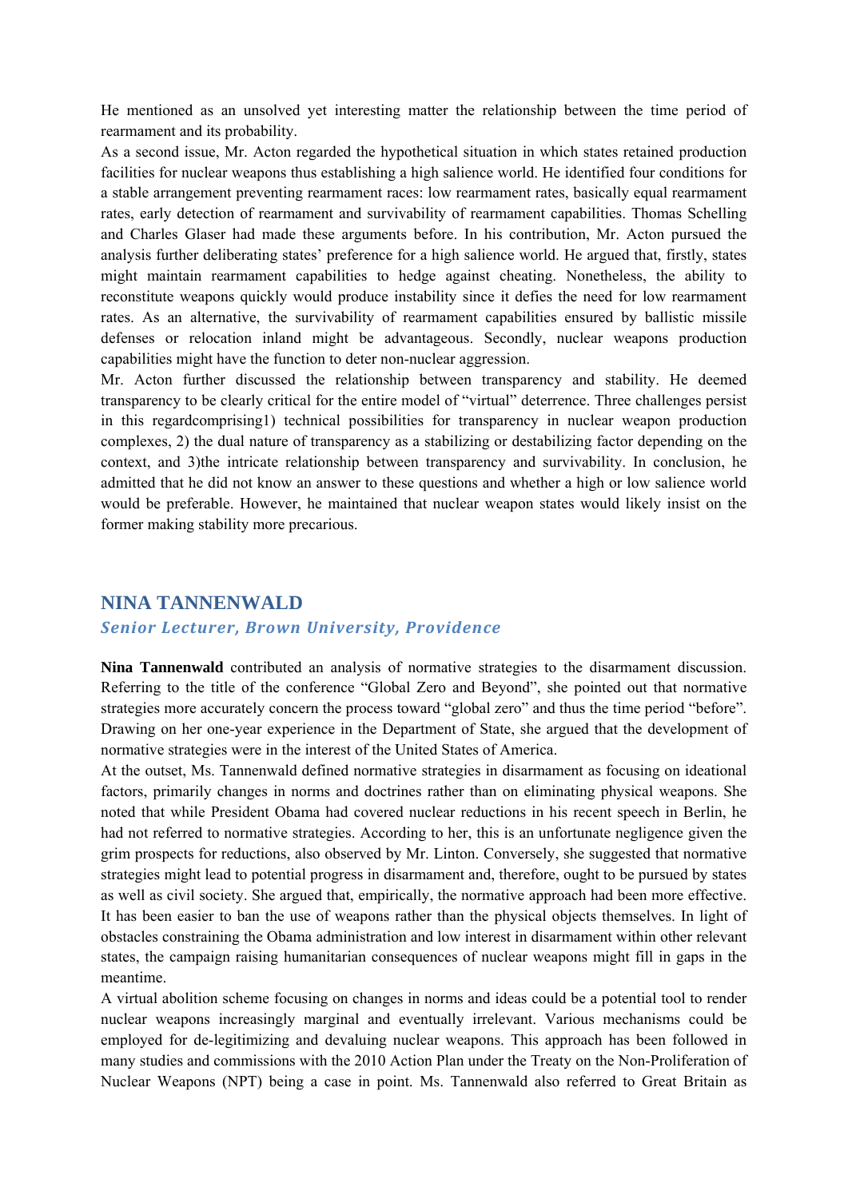He mentioned as an unsolved yet interesting matter the relationship between the time period of rearmament and its probability.

As a second issue, Mr. Acton regarded the hypothetical situation in which states retained production facilities for nuclear weapons thus establishing a high salience world. He identified four conditions for a stable arrangement preventing rearmament races: low rearmament rates, basically equal rearmament rates, early detection of rearmament and survivability of rearmament capabilities. Thomas Schelling and Charles Glaser had made these arguments before. In his contribution, Mr. Acton pursued the analysis further deliberating states' preference for a high salience world. He argued that, firstly, states might maintain rearmament capabilities to hedge against cheating. Nonetheless, the ability to reconstitute weapons quickly would produce instability since it defies the need for low rearmament rates. As an alternative, the survivability of rearmament capabilities ensured by ballistic missile defenses or relocation inland might be advantageous. Secondly, nuclear weapons production capabilities might have the function to deter non-nuclear aggression.

Mr. Acton further discussed the relationship between transparency and stability. He deemed transparency to be clearly critical for the entire model of "virtual" deterrence. Three challenges persist in this regardcomprising1) technical possibilities for transparency in nuclear weapon production complexes, 2) the dual nature of transparency as a stabilizing or destabilizing factor depending on the context, and 3)the intricate relationship between transparency and survivability. In conclusion, he admitted that he did not know an answer to these questions and whether a high or low salience world would be preferable. However, he maintained that nuclear weapon states would likely insist on the former making stability more precarious.

## NINA TANNENWALD

### *Senior Lecturer, Brown University, Providence*

**Nina Tannenwald** contributed an analysis of normative strategies to the disarmament discussion. Referring to the title of the conference "Global Zero and Beyond", she pointed out that normative strategies more accurately concern the process toward "global zero" and thus the time period "before". Drawing on her one-year experience in the Department of State, she argued that the development of normative strategies were in the interest of the United States of America.

At the outset, Ms. Tannenwald defined normative strategies in disarmament as focusing on ideational factors, primarily changes in norms and doctrines rather than on eliminating physical weapons. She noted that while President Obama had covered nuclear reductions in his recent speech in Berlin, he had not referred to normative strategies. According to her, this is an unfortunate negligence given the grim prospects for reductions, also observed by Mr. Linton. Conversely, she suggested that normative strategies might lead to potential progress in disarmament and, therefore, ought to be pursued by states as well as civil society. She argued that, empirically, the normative approach had been more effective. It has been easier to ban the use of weapons rather than the physical objects themselves. In light of obstacles constraining the Obama administration and low interest in disarmament within other relevant states, the campaign raising humanitarian consequences of nuclear weapons might fill in gaps in the meantime.

A virtual abolition scheme focusing on changes in norms and ideas could be a potential tool to render nuclear weapons increasingly marginal and eventually irrelevant. Various mechanisms could be employed for de-legitimizing and devaluing nuclear weapons. This approach has been followed in many studies and commissions with the 2010 Action Plan under the Treaty on the Non-Proliferation of Nuclear Weapons (NPT) being a case in point. Ms. Tannenwald also referred to Great Britain as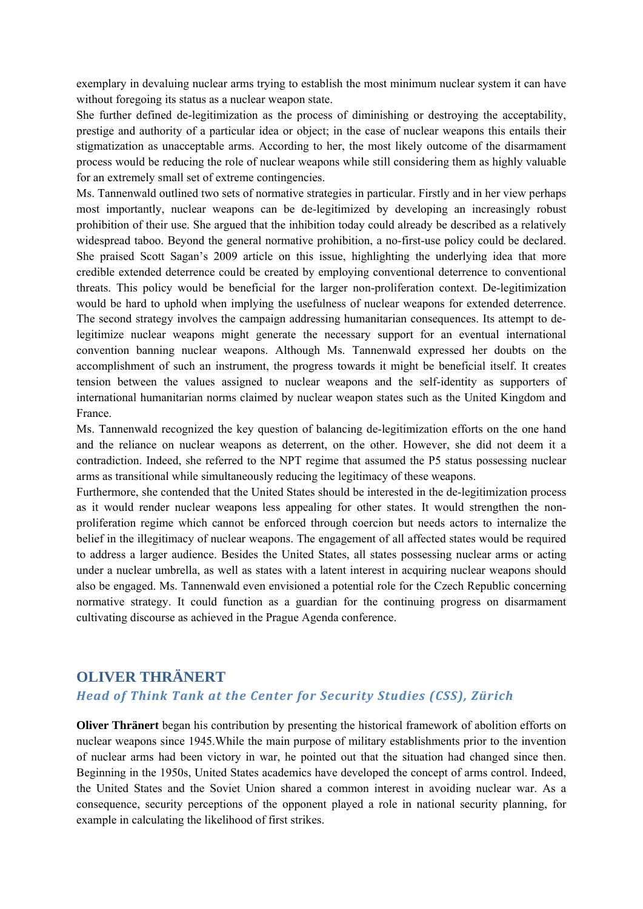exemplary in devaluing nuclear arms trying to establish the most minimum nuclear system it can have without foregoing its status as a nuclear weapon state.

She further defined de-legitimization as the process of diminishing or destroying the acceptability, prestige and authority of a particular idea or object; in the case of nuclear weapons this entails their stigmatization as unacceptable arms. According to her, the most likely outcome of the disarmament process would be reducing the role of nuclear weapons while still considering them as highly valuable for an extremely small set of extreme contingencies.

Ms. Tannenwald outlined two sets of normative strategies in particular. Firstly and in her view perhaps most importantly, nuclear weapons can be de-legitimized by developing an increasingly robust prohibition of their use. She argued that the inhibition today could already be described as a relatively widespread taboo. Beyond the general normative prohibition, a no-first-use policy could be declared. She praised Scott Sagan's 2009 article on this issue, highlighting the underlying idea that more credible extended deterrence could be created by employing conventional deterrence to conventional threats. This policy would be beneficial for the larger non-proliferation context. De-legitimization would be hard to uphold when implying the usefulness of nuclear weapons for extended deterrence. The second strategy involves the campaign addressing humanitarian consequences. Its attempt to de-legitimize nuclear weapons might generate the necessary support for an eventual international convention banning nuclear weapons. Although Ms. Tannenwald expressed her doubts on the accomplishment of such an instrument, the progress towards it might be beneficial itself. It creates tension between the values assigned to nuclear weapons and the self-identity as supporters of international humanitarian norms claimed by nuclear weapon states such as the United Kingdom and France.

Ms. Tannenwald recognized the key question of balancing de-legitimization efforts on the one hand and the reliance on nuclear weapons as deterrent, on the other. However, she did not deem it a contradiction. Indeed, she referred to the NPT regime that assumed the P5 status possessing nuclear arms as transitional while simultaneously reducing the legitimacy of these weapons.

Furthermore, she contended that the United States should be interested in the de-legitimization process as it would render nuclear weapons less appealing for other states. It would strengthen the non-proliferation regime which cannot be enforced through coercion but needs actors to internalize the belief in the illegitimacy of nuclear weapons. The engagement of all affected states would be required to address a larger audience. Besides the United States, all states possessing nuclear arms or acting under a nuclear umbrella, as well as states with a latent interest in acquiring nuclear weapons should also be engaged. Ms. Tannenwald even envisioned a potential role for the Czech Republic concerning normative strategy. It could function as a guardian for the continuing progress on disarmament cultivating discourse as achieved in the Prague Agenda conference.

## OLIVER THRÄNERT

### *Head of Think Tank at the Center for Security Studies (CSS), Zürich*

**Oliver Thränert** began his contribution by presenting the historical framework of abolition efforts on nuclear weapons since 1945.While the main purpose of military establishments prior to the invention of nuclear arms had been victory in war, he pointed out that the situation had changed since then. Beginning in the 1950s, United States academics have developed the concept of arms control. Indeed, the United States and the Soviet Union shared a common interest in avoiding nuclear war. As a consequence, security perceptions of the opponent played a role in national security planning, for example in calculating the likelihood of first strikes.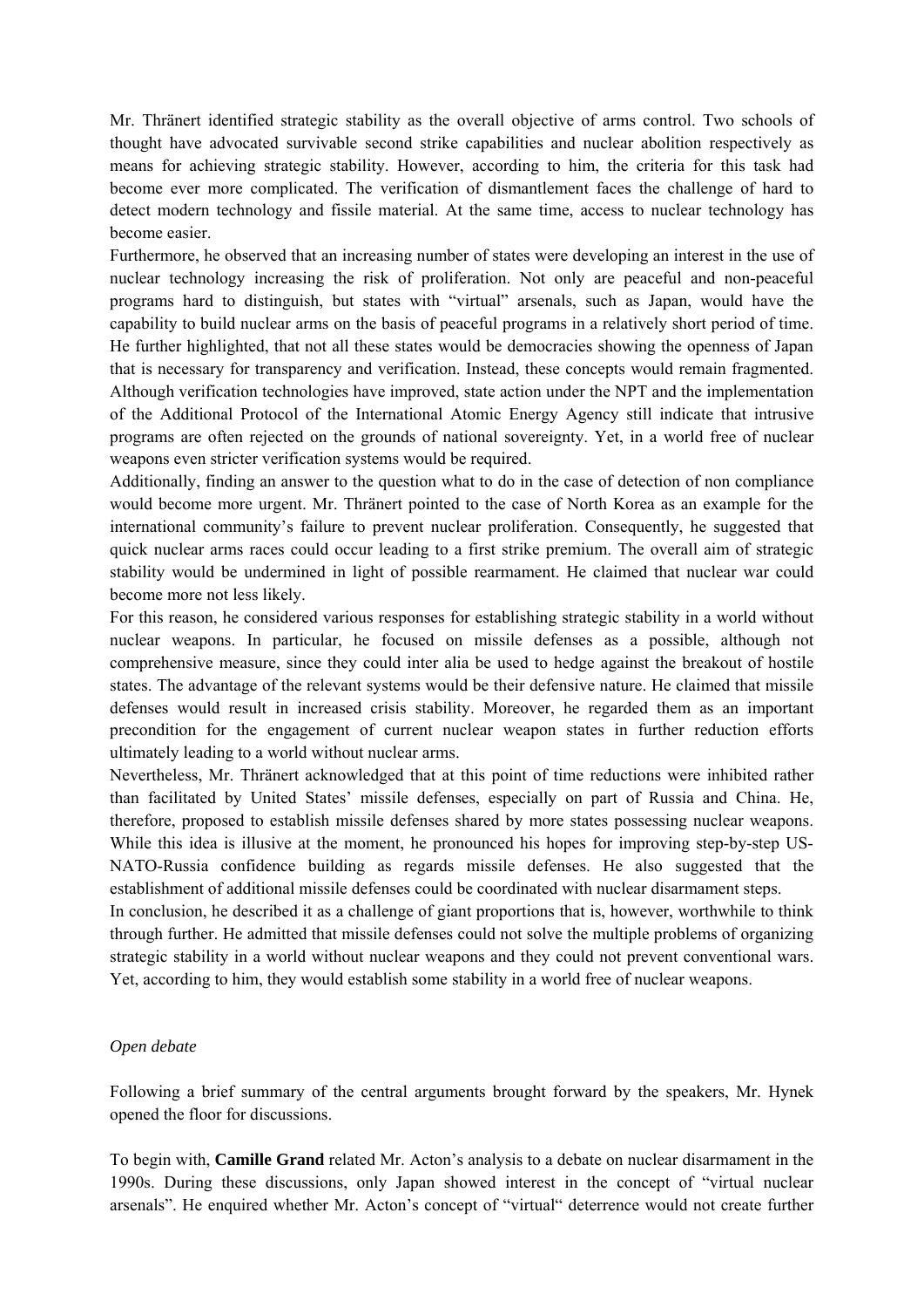Mr. Thränert identified strategic stability as the overall objective of arms control. Two schools of thought have advocated survivable second strike capabilities and nuclear abolition respectively as means for achieving strategic stability. However, according to him, the criteria for this task had become ever more complicated. The verification of dismantlement faces the challenge of hard to detect modern technology and fissile material. At the same time, access to nuclear technology has become easier.

Furthermore, he observed that an increasing number of states were developing an interest in the use of nuclear technology increasing the risk of proliferation. Not only are peaceful and non-peaceful programs hard to distinguish, but states with "virtual" arsenals, such as Japan, would have the capability to build nuclear arms on the basis of peaceful programs in a relatively short period of time. He further highlighted, that not all these states would be democracies showing the openness of Japan that is necessary for transparency and verification. Instead, these concepts would remain fragmented. Although verification technologies have improved, state action under the NPT and the implementation of the Additional Protocol of the International Atomic Energy Agency still indicate that intrusive programs are often rejected on the grounds of national sovereignty. Yet, in a world free of nuclear weapons even stricter verification systems would be required.

Additionally, finding an answer to the question what to do in the case of detection of non compliance would become more urgent. Mr. Thränert pointed to the case of North Korea as an example for the international community's failure to prevent nuclear proliferation. Consequently, he suggested that quick nuclear arms races could occur leading to a first strike premium. The overall aim of strategic stability would be undermined in light of possible rearmament. He claimed that nuclear war could become more not less likely.

For this reason, he considered various responses for establishing strategic stability in a world without nuclear weapons. In particular, he focused on missile defenses as a possible, although not comprehensive measure, since they could inter alia be used to hedge against the breakout of hostile states. The advantage of the relevant systems would be their defensive nature. He claimed that missile defenses would result in increased crisis stability. Moreover, he regarded them as an important precondition for the engagement of current nuclear weapon states in further reduction efforts ultimately leading to a world without nuclear arms.

Nevertheless, Mr. Thränert acknowledged that at this point of time reductions were inhibited rather than facilitated by United States' missile defenses, especially on part of Russia and China. He, therefore, proposed to establish missile defenses shared by more states possessing nuclear weapons. While this idea is illusive at the moment, he pronounced his hopes for improving step-by-step US-NATO-Russia confidence building as regards missile defenses. He also suggested that the establishment of additional missile defenses could be coordinated with nuclear disarmament steps.

In conclusion, he described it as a challenge of giant proportions that is, however, worthwhile to think through further. He admitted that missile defenses could not solve the multiple problems of organizing strategic stability in a world without nuclear weapons and they could not prevent conventional wars. Yet, according to him, they would establish some stability in a world free of nuclear weapons.

*Open debate*

Following a brief summary of the central arguments brought forward by the speakers, Mr. Hynek opened the floor for discussions.

To begin with, **Camille Grand** related Mr. Acton's analysis to a debate on nuclear disarmament in the 1990s. During these discussions, only Japan showed interest in the concept of "virtual nuclear arsenals". He enquired whether Mr. Acton's concept of "virtual" deterrence would not create further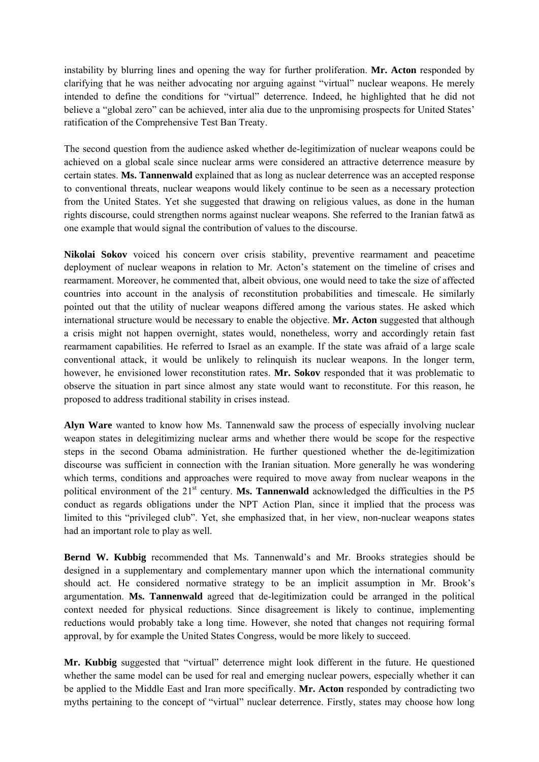instability by blurring lines and opening the way for further proliferation. **Mr. Acton** responded by clarifying that he was neither advocating nor arguing against "virtual" nuclear weapons. He merely intended to define the conditions for "virtual" deterrence. Indeed, he highlighted that he did not believe a "global zero" can be achieved, inter alia due to the unpromising prospects for United States' ratification of the Comprehensive Test Ban Treaty.

The second question from the audience asked whether de-legitimization of nuclear weapons could be achieved on a global scale since nuclear arms were considered an attractive deterrence measure by certain states. **Ms. Tannenwald** explained that as long as nuclear deterrence was an accepted response to conventional threats, nuclear weapons would likely continue to be seen as a necessary protection from the United States. Yet she suggested that drawing on religious values, as done in the human rights discourse, could strengthen norms against nuclear weapons. She referred to the Iranian fatwā as one example that would signal the contribution of values to the discourse.

**Nikolai Sokov** voiced his concern over crisis stability, preventive rearmament and peacetime deployment of nuclear weapons in relation to Mr. Acton's statement on the timeline of crises and rearmament. Moreover, he commented that, albeit obvious, one would need to take the size of affected countries into account in the analysis of reconstitution probabilities and timescale. He similarly pointed out that the utility of nuclear weapons differed among the various states. He asked which international structure would be necessary to enable the objective. **Mr. Acton** suggested that although a crisis might not happen overnight, states would, nonetheless, worry and accordingly retain fast rearmament capabilities. He referred to Israel as an example. If the state was afraid of a large scale conventional attack, it would be unlikely to relinquish its nuclear weapons. In the longer term, however, he envisioned lower reconstitution rates. **Mr. Sokov** responded that it was problematic to observe the situation in part since almost any state would want to reconstitute. For this reason, he proposed to address traditional stability in crises instead.

**Alyn Ware** wanted to know how Ms. Tannenwald saw the process of especially involving nuclear weapon states in delegitimizing nuclear arms and whether there would be scope for the respective steps in the second Obama administration. He further questioned whether the de-legitimization discourse was sufficient in connection with the Iranian situation. More generally he was wondering which terms, conditions and approaches were required to move away from nuclear weapons in the political environment of the 21st century. **Ms. Tannenwald** acknowledged the difficulties in the P5 conduct as regards obligations under the NPT Action Plan, since it implied that the process was limited to this "privileged club". Yet, she emphasized that, in her view, non-nuclear weapons states had an important role to play as well.

**Bernd W. Kubbig** recommended that Ms. Tannenwald's and Mr. Brooks strategies should be designed in a supplementary and complementary manner upon which the international community should act. He considered normative strategy to be an implicit assumption in Mr. Brook's argumentation. **Ms. Tannenwald** agreed that de-legitimization could be arranged in the political context needed for physical reductions. Since disagreement is likely to continue, implementing reductions would probably take a long time. However, she noted that changes not requiring formal approval, by for example the United States Congress, would be more likely to succeed.

**Mr. Kubbig** suggested that "virtual" deterrence might look different in the future. He questioned whether the same model can be used for real and emerging nuclear powers, especially whether it can be applied to the Middle East and Iran more specifically. **Mr. Acton** responded by contradicting two myths pertaining to the concept of "virtual" nuclear deterrence. Firstly, states may choose how long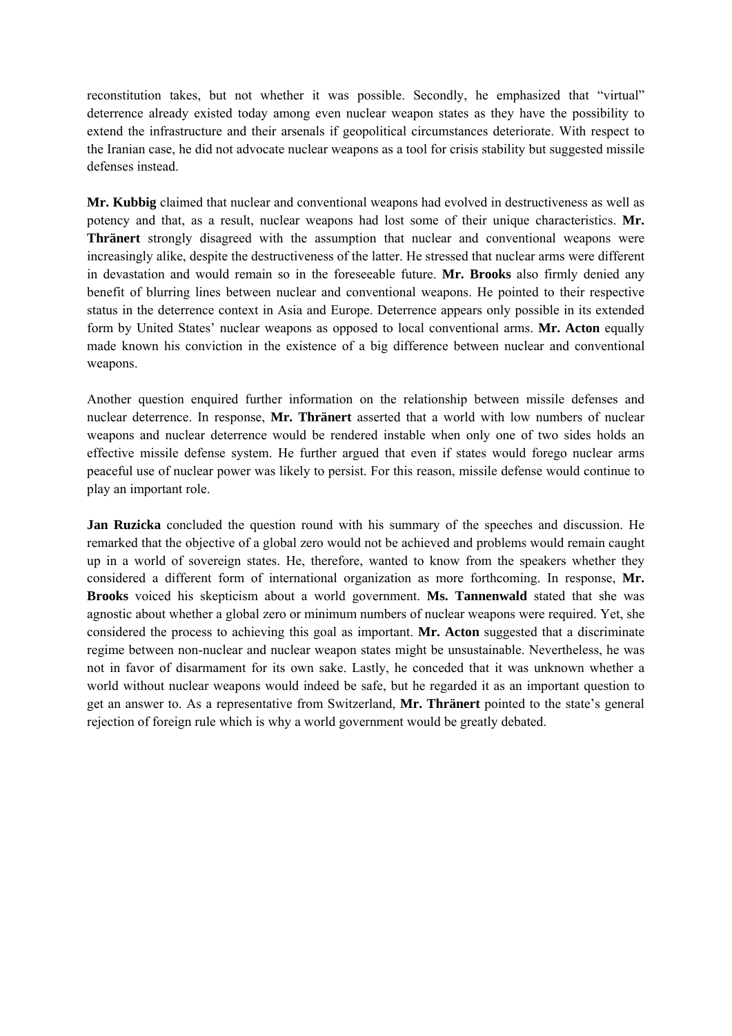reconstitution takes, but not whether it was possible. Secondly, he emphasized that "virtual" deterrence already existed today among even nuclear weapon states as they have the possibility to extend the infrastructure and their arsenals if geopolitical circumstances deteriorate. With respect to the Iranian case, he did not advocate nuclear weapons as a tool for crisis stability but suggested missile defenses instead.

**Mr. Kubbig** claimed that nuclear and conventional weapons had evolved in destructiveness as well as potency and that, as a result, nuclear weapons had lost some of their unique characteristics. **Mr. Thränert** strongly disagreed with the assumption that nuclear and conventional weapons were increasingly alike, despite the destructiveness of the latter. He stressed that nuclear arms were different in devastation and would remain so in the foreseeable future. **Mr. Brooks** also firmly denied any benefit of blurring lines between nuclear and conventional weapons. He pointed to their respective status in the deterrence context in Asia and Europe. Deterrence appears only possible in its extended form by United States' nuclear weapons as opposed to local conventional arms. **Mr. Acton** equally made known his conviction in the existence of a big difference between nuclear and conventional weapons.

Another question enquired further information on the relationship between missile defenses and nuclear deterrence. In response, **Mr. Thränert** asserted that a world with low numbers of nuclear weapons and nuclear deterrence would be rendered instable when only one of two sides holds an effective missile defense system. He further argued that even if states would forego nuclear arms peaceful use of nuclear power was likely to persist. For this reason, missile defense would continue to play an important role.

**Jan Ruzicka** concluded the question round with his summary of the speeches and discussion. He remarked that the objective of a global zero would not be achieved and problems would remain caught up in a world of sovereign states. He, therefore, wanted to know from the speakers whether they considered a different form of international organization as more forthcoming. In response, **Mr. Brooks** voiced his skepticism about a world government. **Ms. Tannenwald** stated that she was agnostic about whether a global zero or minimum numbers of nuclear weapons were required. Yet, she considered the process to achieving this goal as important. **Mr. Acton** suggested that a discriminate regime between non-nuclear and nuclear weapon states might be unsustainable. Nevertheless, he was not in favor of disarmament for its own sake. Lastly, he conceded that it was unknown whether a world without nuclear weapons would indeed be safe, but he regarded it as an important question to get an answer to. As a representative from Switzerland, **Mr. Thränert** pointed to the state's general rejection of foreign rule which is why a world government would be greatly debated.